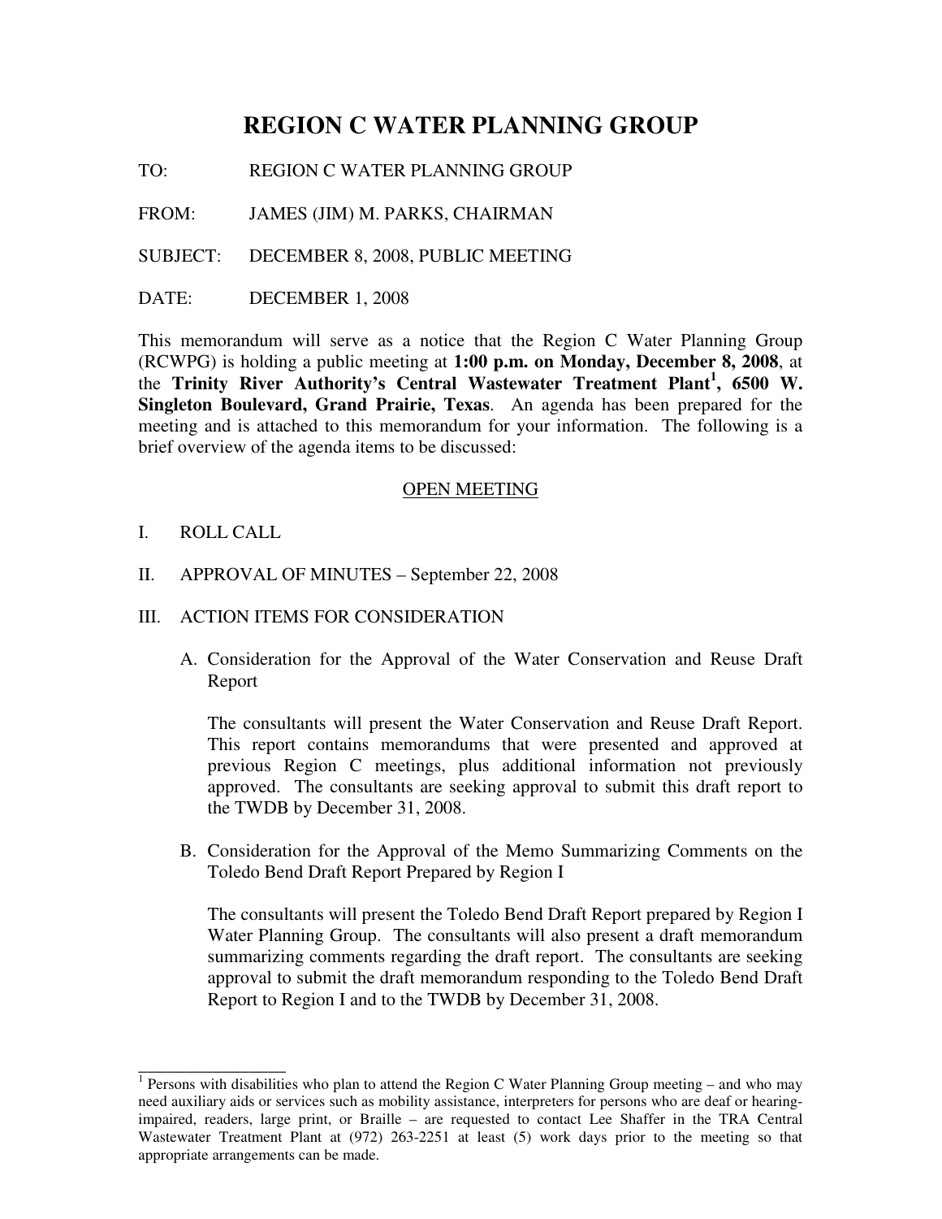# REGION C WATER PLANNING GROUP

TO: REGION C WATER PLANNING GROUP

FROM: JAMES (JIM) M. PARKS, CHAIRMAN

SUBJECT: DECEMBER 8, 2008, PUBLIC MEETING

DATE: DECEMBER 1, 2008

This memorandum will serve as a notice that the Region C Water Planning Group (RCWPG) is holding a public meeting at **1:00 p.m. on Monday, December 8, 2008**, at the **Trinity River Authority's Central Wastewater Treatment Plant[1], 6500 W. Singleton Boulevard, Grand Prairie, Texas**. An agenda has been prepared for the meeting and is attached to this memorandum for your information. The following is a brief overview of the agenda items to be discussed:

## OPEN MEETING

I. ROLL CALL

II. APPROVAL OF MINUTES – September 22, 2008

III. ACTION ITEMS FOR CONSIDERATION

A. Consideration for the Approval of the Water Conservation and Reuse Draft Report

The consultants will present the Water Conservation and Reuse Draft Report. This report contains memorandums that were presented and approved at previous Region C meetings, plus additional information not previously approved. The consultants are seeking approval to submit this draft report to the TWDB by December 31, 2008.

B. Consideration for the Approval of the Memo Summarizing Comments on the Toledo Bend Draft Report Prepared by Region I

The consultants will present the Toledo Bend Draft Report prepared by Region I Water Planning Group. The consultants will also present a draft memorandum summarizing comments regarding the draft report. The consultants are seeking approval to submit the draft memorandum responding to the Toledo Bend Draft Report to Region I and to the TWDB by December 31, 2008.

---

[1] Persons with disabilities who plan to attend the Region C Water Planning Group meeting – and who may need auxiliary aids or services such as mobility assistance, interpreters for persons who are deaf or hearing-impaired, readers, large print, or Braille – are requested to contact Lee Shaffer in the TRA Central Wastewater Treatment Plant at (972) 263-2251 at least (5) work days prior to the meeting so that appropriate arrangements can be made.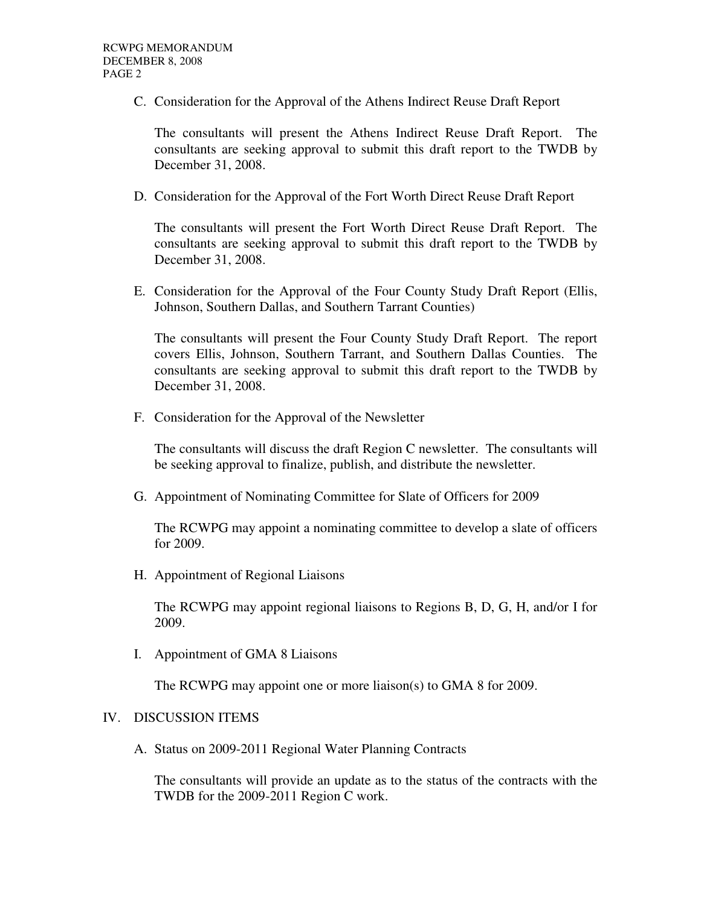C. Consideration for the Approval of the Athens Indirect Reuse Draft Report

   The consultants will present the Athens Indirect Reuse Draft Report. The consultants are seeking approval to submit this draft report to the TWDB by December 31, 2008.

D. Consideration for the Approval of the Fort Worth Direct Reuse Draft Report

   The consultants will present the Fort Worth Direct Reuse Draft Report. The consultants are seeking approval to submit this draft report to the TWDB by December 31, 2008.

E. Consideration for the Approval of the Four County Study Draft Report (Ellis, Johnson, Southern Dallas, and Southern Tarrant Counties)

   The consultants will present the Four County Study Draft Report. The report covers Ellis, Johnson, Southern Tarrant, and Southern Dallas Counties. The consultants are seeking approval to submit this draft report to the TWDB by December 31, 2008.

F. Consideration for the Approval of the Newsletter

   The consultants will discuss the draft Region C newsletter. The consultants will be seeking approval to finalize, publish, and distribute the newsletter.

G. Appointment of Nominating Committee for Slate of Officers for 2009

   The RCWPG may appoint a nominating committee to develop a slate of officers for 2009.

H. Appointment of Regional Liaisons

   The RCWPG may appoint regional liaisons to Regions B, D, G, H, and/or I for 2009.

I. Appointment of GMA 8 Liaisons

   The RCWPG may appoint one or more liaison(s) to GMA 8 for 2009.

## IV. DISCUSSION ITEMS

A. Status on 2009-2011 Regional Water Planning Contracts

   The consultants will provide an update as to the status of the contracts with the TWDB for the 2009-2011 Region C work.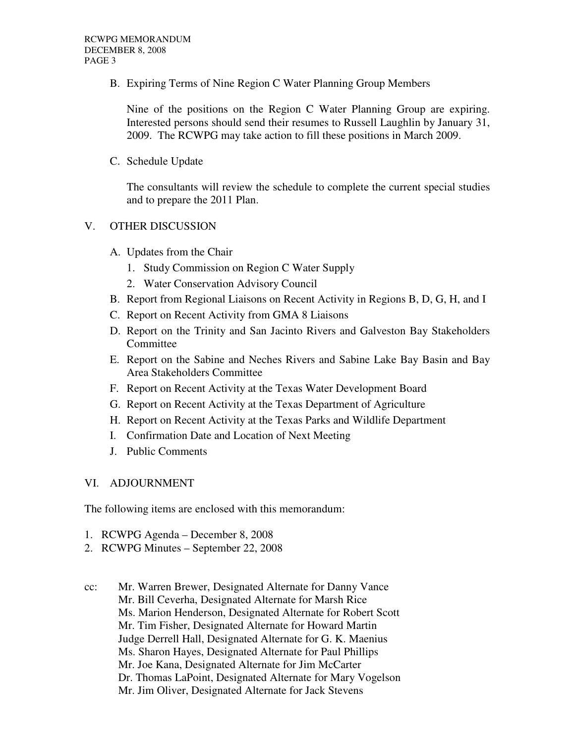B. Expiring Terms of Nine Region C Water Planning Group Members

   Nine of the positions on the Region C Water Planning Group are expiring. Interested persons should send their resumes to Russell Laughlin by January 31, 2009. The RCWPG may take action to fill these positions in March 2009.

C. Schedule Update

   The consultants will review the schedule to complete the current special studies and to prepare the 2011 Plan.

## V. OTHER DISCUSSION

A. Updates from the Chair
   1. Study Commission on Region C Water Supply
   2. Water Conservation Advisory Council
B. Report from Regional Liaisons on Recent Activity in Regions B, D, G, H, and I
C. Report on Recent Activity from GMA 8 Liaisons
D. Report on the Trinity and San Jacinto Rivers and Galveston Bay Stakeholders Committee
E. Report on the Sabine and Neches Rivers and Sabine Lake Bay Basin and Bay Area Stakeholders Committee
F. Report on Recent Activity at the Texas Water Development Board
G. Report on Recent Activity at the Texas Department of Agriculture
H. Report on Recent Activity at the Texas Parks and Wildlife Department
I. Confirmation Date and Location of Next Meeting
J. Public Comments

## VI. ADJOURNMENT

The following items are enclosed with this memorandum:

1. RCWPG Agenda – December 8, 2008
2. RCWPG Minutes – September 22, 2008

cc: Mr. Warren Brewer, Designated Alternate for Danny Vance
Mr. Bill Ceverha, Designated Alternate for Marsh Rice
Ms. Marion Henderson, Designated Alternate for Robert Scott
Mr. Tim Fisher, Designated Alternate for Howard Martin
Judge Derrell Hall, Designated Alternate for G. K. Maenius
Ms. Sharon Hayes, Designated Alternate for Paul Phillips
Mr. Joe Kana, Designated Alternate for Jim McCarter
Dr. Thomas LaPoint, Designated Alternate for Mary Vogelson
Mr. Jim Oliver, Designated Alternate for Jack Stevens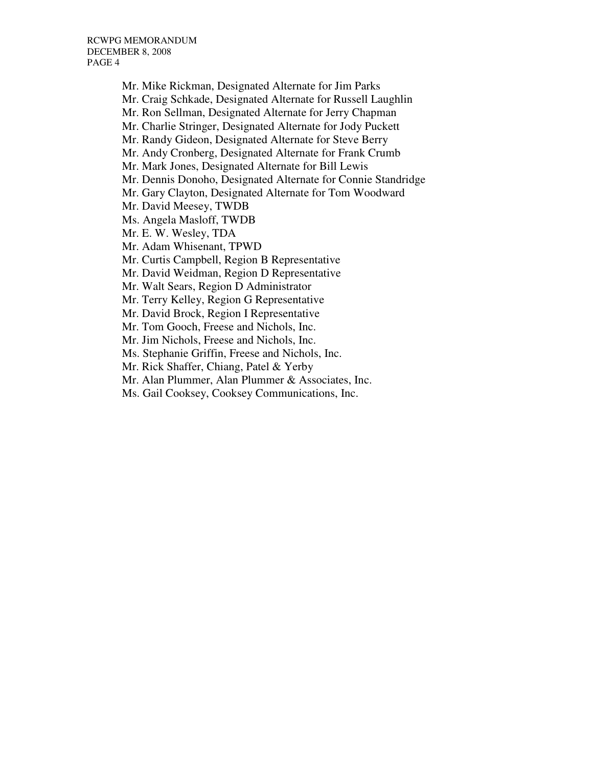Mr. Mike Rickman, Designated Alternate for Jim Parks
Mr. Craig Schkade, Designated Alternate for Russell Laughlin
Mr. Ron Sellman, Designated Alternate for Jerry Chapman
Mr. Charlie Stringer, Designated Alternate for Jody Puckett
Mr. Randy Gideon, Designated Alternate for Steve Berry
Mr. Andy Cronberg, Designated Alternate for Frank Crumb
Mr. Mark Jones, Designated Alternate for Bill Lewis
Mr. Dennis Donoho, Designated Alternate for Connie Standridge
Mr. Gary Clayton, Designated Alternate for Tom Woodward
Mr. David Meesey, TWDB
Ms. Angela Masloff, TWDB
Mr. E. W. Wesley, TDA
Mr. Adam Whisenant, TPWD
Mr. Curtis Campbell, Region B Representative
Mr. David Weidman, Region D Representative
Mr. Walt Sears, Region D Administrator
Mr. Terry Kelley, Region G Representative
Mr. David Brock, Region I Representative
Mr. Tom Gooch, Freese and Nichols, Inc.
Mr. Jim Nichols, Freese and Nichols, Inc.
Ms. Stephanie Griffin, Freese and Nichols, Inc.
Mr. Rick Shaffer, Chiang, Patel & Yerby
Mr. Alan Plummer, Alan Plummer & Associates, Inc.
Ms. Gail Cooksey, Cooksey Communications, Inc.